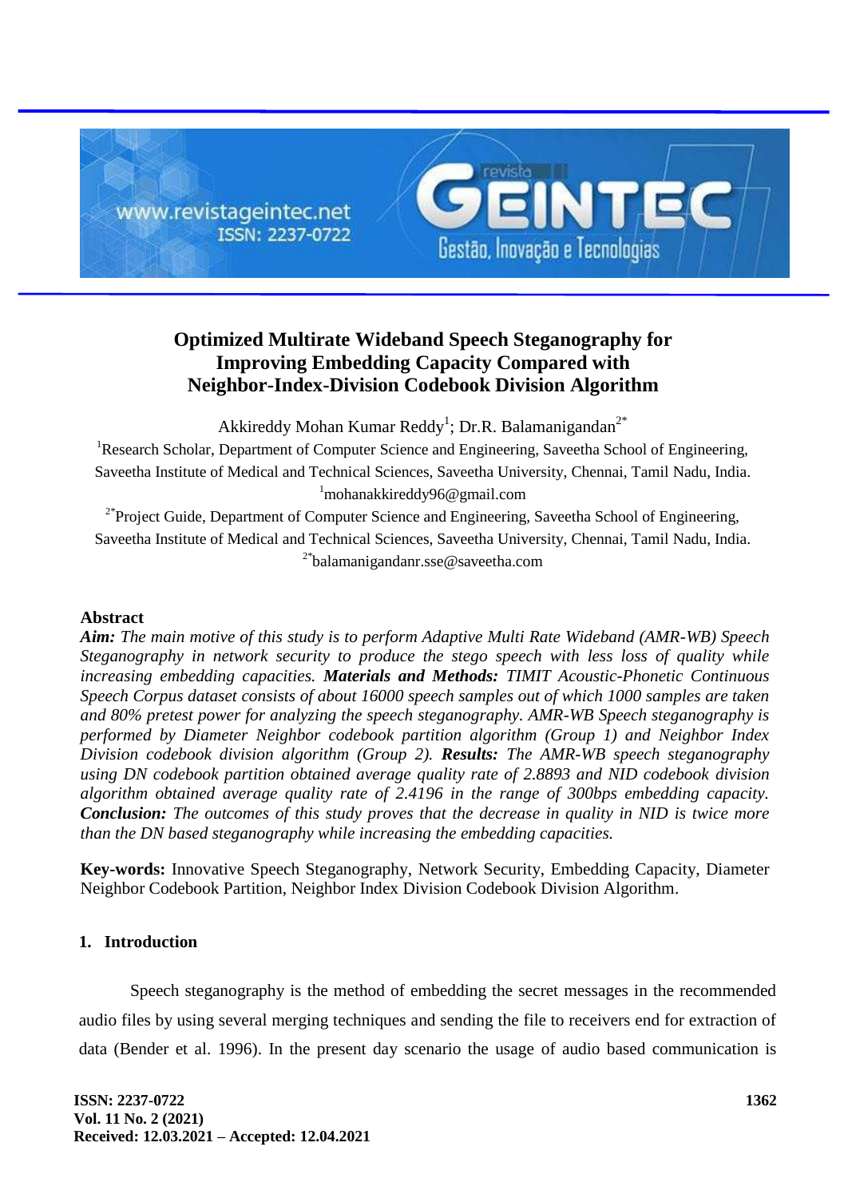# Optimized Multirate Wideband Speech Steganography for Improving Embedding Capacity Compared with Neighbor-Index-Division Codebook Division Algorithm

Akkireddy Mohan Kumar Reddy[1]; Dr.R. Balamanigandan[2*]

[1]Research Scholar, Department of Computer Science and Engineering, Saveetha School of Engineering, Saveetha Institute of Medical and Technical Sciences, Saveetha University, Chennai, Tamil Nadu, India.
[1]mohanakkireddy96@gmail.com

[2*]Project Guide, Department of Computer Science and Engineering, Saveetha School of Engineering, Saveetha Institute of Medical and Technical Sciences, Saveetha University, Chennai, Tamil Nadu, India.
[2*]balamanigandanr.sse@saveetha.com

## Abstract

***Aim:*** *The main motive of this study is to perform Adaptive Multi Rate Wideband (AMR-WB) Speech Steganography in network security to produce the stego speech with less loss of quality while increasing embedding capacities.* ***Materials and Methods:*** *TIMIT Acoustic-Phonetic Continuous Speech Corpus dataset consists of about 16000 speech samples out of which 1000 samples are taken and 80% pretest power for analyzing the speech steganography. AMR-WB Speech steganography is performed by Diameter Neighbor codebook partition algorithm (Group 1) and Neighbor Index Division codebook division algorithm (Group 2).* ***Results:*** *The AMR-WB speech steganography using DN codebook partition obtained average quality rate of 2.8893 and NID codebook division algorithm obtained average quality rate of 2.4196 in the range of 300bps embedding capacity.* ***Conclusion:*** *The outcomes of this study proves that the decrease in quality in NID is twice more than the DN based steganography while increasing the embedding capacities.*

**Key-words:** Innovative Speech Steganography, Network Security, Embedding Capacity, Diameter Neighbor Codebook Partition, Neighbor Index Division Codebook Division Algorithm.

## 1. Introduction

Speech steganography is the method of embedding the secret messages in the recommended audio files by using several merging techniques and sending the file to receivers end for extraction of data (Bender et al. 1996). In the present day scenario the usage of audio based communication is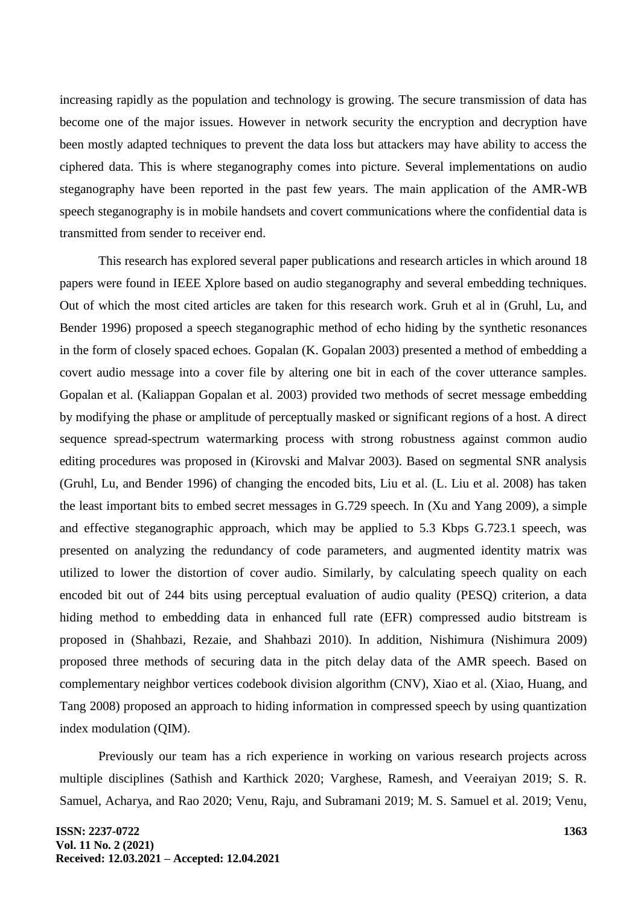increasing rapidly as the population and technology is growing. The secure transmission of data has become one of the major issues. However in network security the encryption and decryption have been mostly adapted techniques to prevent the data loss but attackers may have ability to access the ciphered data. This is where steganography comes into picture. Several implementations on audio steganography have been reported in the past few years. The main application of the AMR-WB speech steganography is in mobile handsets and covert communications where the confidential data is transmitted from sender to receiver end.

This research has explored several paper publications and research articles in which around 18 papers were found in IEEE Xplore based on audio steganography and several embedding techniques. Out of which the most cited articles are taken for this research work. Gruh et al in (Gruhl, Lu, and Bender 1996) proposed a speech steganographic method of echo hiding by the synthetic resonances in the form of closely spaced echoes. Gopalan (K. Gopalan 2003) presented a method of embedding a covert audio message into a cover file by altering one bit in each of the cover utterance samples. Gopalan et al. (Kaliappan Gopalan et al. 2003) provided two methods of secret message embedding by modifying the phase or amplitude of perceptually masked or significant regions of a host. A direct sequence spread-spectrum watermarking process with strong robustness against common audio editing procedures was proposed in (Kirovski and Malvar 2003). Based on segmental SNR analysis (Gruhl, Lu, and Bender 1996) of changing the encoded bits, Liu et al. (L. Liu et al. 2008) has taken the least important bits to embed secret messages in G.729 speech. In (Xu and Yang 2009), a simple and effective steganographic approach, which may be applied to 5.3 Kbps G.723.1 speech, was presented on analyzing the redundancy of code parameters, and augmented identity matrix was utilized to lower the distortion of cover audio. Similarly, by calculating speech quality on each encoded bit out of 244 bits using perceptual evaluation of audio quality (PESQ) criterion, a data hiding method to embedding data in enhanced full rate (EFR) compressed audio bitstream is proposed in (Shahbazi, Rezaie, and Shahbazi 2010). In addition, Nishimura (Nishimura 2009) proposed three methods of securing data in the pitch delay data of the AMR speech. Based on complementary neighbor vertices codebook division algorithm (CNV), Xiao et al. (Xiao, Huang, and Tang 2008) proposed an approach to hiding information in compressed speech by using quantization index modulation (QIM).

Previously our team has a rich experience in working on various research projects across multiple disciplines (Sathish and Karthick 2020; Varghese, Ramesh, and Veeraiyan 2019; S. R. Samuel, Acharya, and Rao 2020; Venu, Raju, and Subramani 2019; M. S. Samuel et al. 2019; Venu,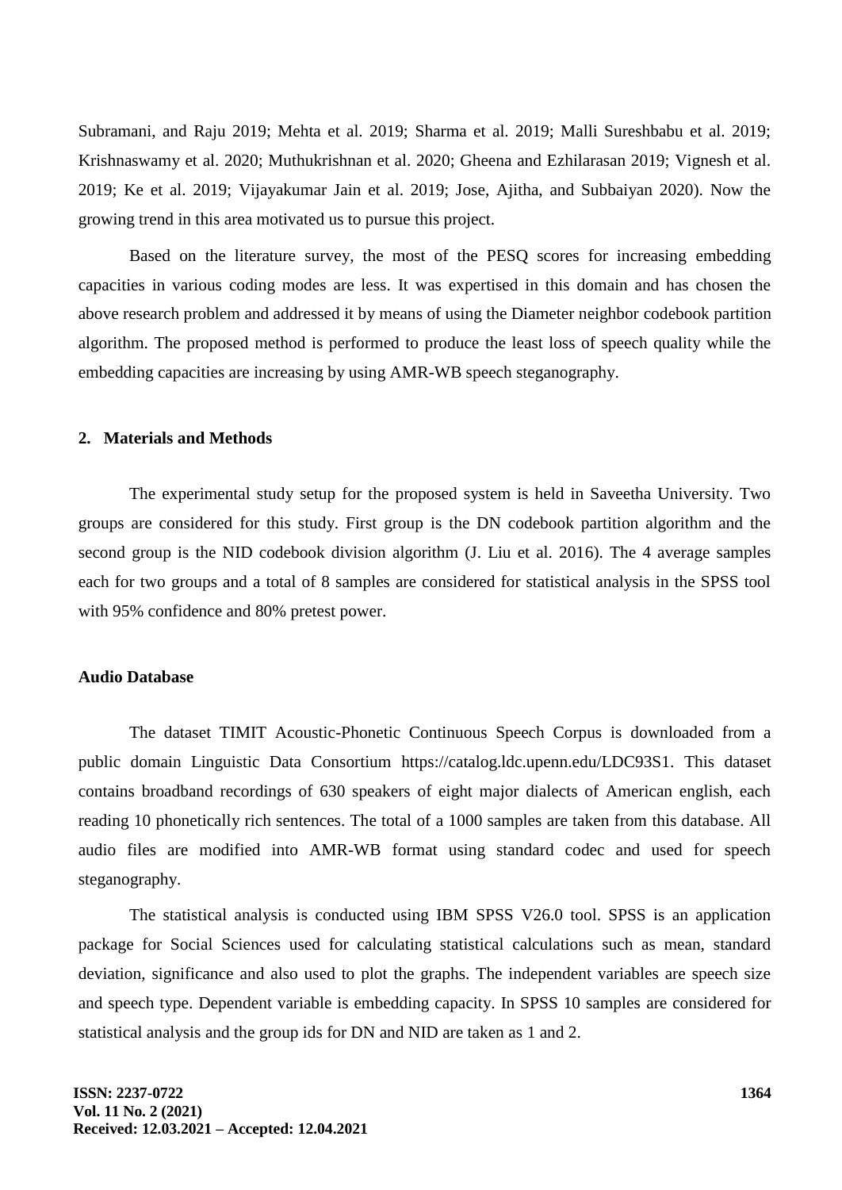Subramani, and Raju 2019; Mehta et al. 2019; Sharma et al. 2019; Malli Sureshbabu et al. 2019; Krishnaswamy et al. 2020; Muthukrishnan et al. 2020; Gheena and Ezhilarasan 2019; Vignesh et al. 2019; Ke et al. 2019; Vijayakumar Jain et al. 2019; Jose, Ajitha, and Subbaiyan 2020). Now the growing trend in this area motivated us to pursue this project.

Based on the literature survey, the most of the PESQ scores for increasing embedding capacities in various coding modes are less. It was expertised in this domain and has chosen the above research problem and addressed it by means of using the Diameter neighbor codebook partition algorithm. The proposed method is performed to produce the least loss of speech quality while the embedding capacities are increasing by using AMR-WB speech steganography.

## 2. Materials and Methods

The experimental study setup for the proposed system is held in Saveetha University. Two groups are considered for this study. First group is the DN codebook partition algorithm and the second group is the NID codebook division algorithm (J. Liu et al. 2016). The 4 average samples each for two groups and a total of 8 samples are considered for statistical analysis in the SPSS tool with 95% confidence and 80% pretest power.

### Audio Database

The dataset TIMIT Acoustic-Phonetic Continuous Speech Corpus is downloaded from a public domain Linguistic Data Consortium https://catalog.ldc.upenn.edu/LDC93S1. This dataset contains broadband recordings of 630 speakers of eight major dialects of American english, each reading 10 phonetically rich sentences. The total of a 1000 samples are taken from this database. All audio files are modified into AMR-WB format using standard codec and used for speech steganography.

The statistical analysis is conducted using IBM SPSS V26.0 tool. SPSS is an application package for Social Sciences used for calculating statistical calculations such as mean, standard deviation, significance and also used to plot the graphs. The independent variables are speech size and speech type. Dependent variable is embedding capacity. In SPSS 10 samples are considered for statistical analysis and the group ids for DN and NID are taken as 1 and 2.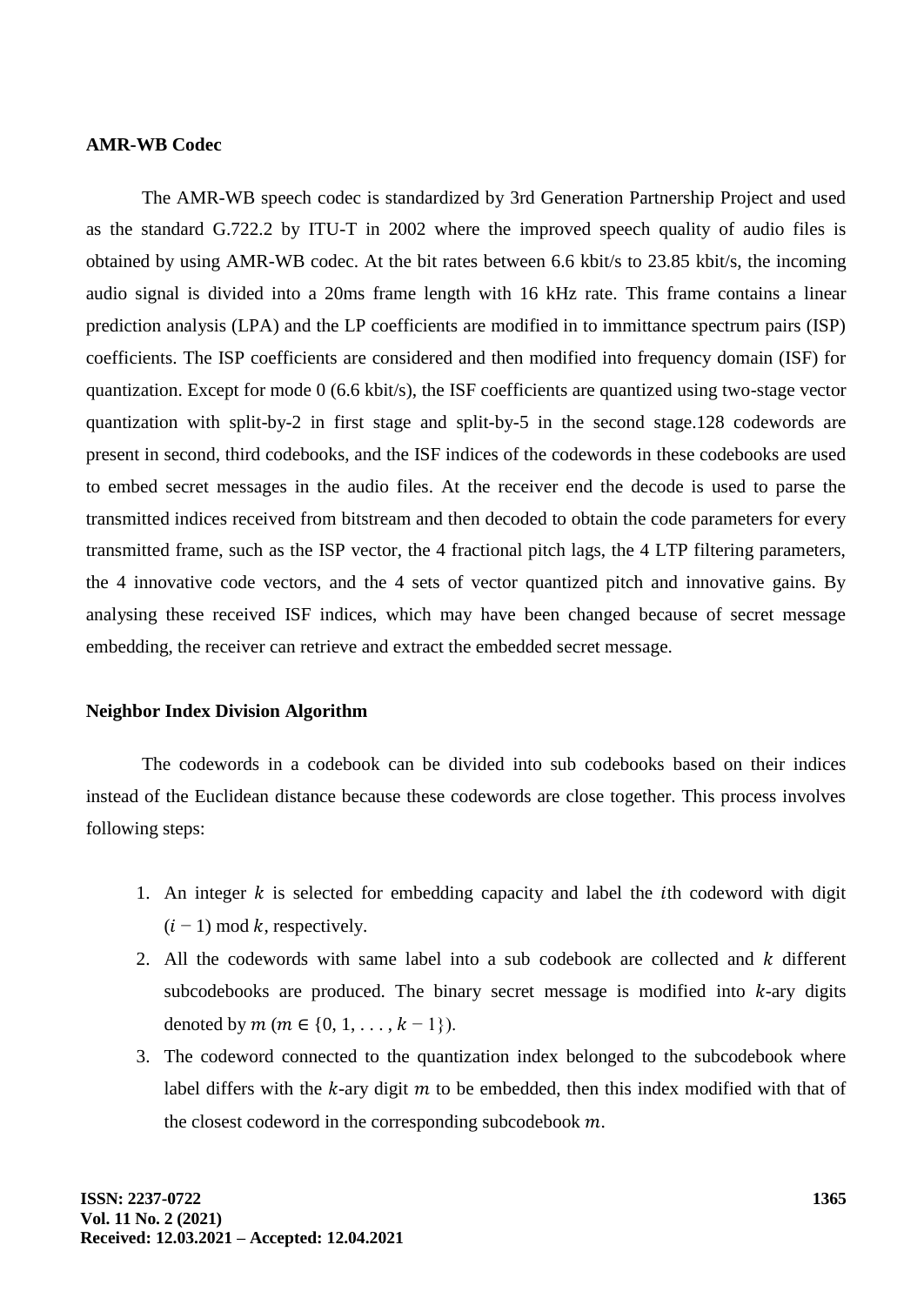**AMR-WB Codec**

The AMR-WB speech codec is standardized by 3rd Generation Partnership Project and used as the standard G.722.2 by ITU-T in 2002 where the improved speech quality of audio files is obtained by using AMR-WB codec. At the bit rates between 6.6 kbit/s to 23.85 kbit/s, the incoming audio signal is divided into a 20ms frame length with 16 kHz rate. This frame contains a linear prediction analysis (LPA) and the LP coefficients are modified in to immittance spectrum pairs (ISP) coefficients. The ISP coefficients are considered and then modified into frequency domain (ISF) for quantization. Except for mode 0 (6.6 kbit/s), the ISF coefficients are quantized using two-stage vector quantization with split-by-2 in first stage and split-by-5 in the second stage.128 codewords are present in second, third codebooks, and the ISF indices of the codewords in these codebooks are used to embed secret messages in the audio files. At the receiver end the decode is used to parse the transmitted indices received from bitstream and then decoded to obtain the code parameters for every transmitted frame, such as the ISP vector, the 4 fractional pitch lags, the 4 LTP filtering parameters, the 4 innovative code vectors, and the 4 sets of vector quantized pitch and innovative gains. By analysing these received ISF indices, which may have been changed because of secret message embedding, the receiver can retrieve and extract the embedded secret message.

**Neighbor Index Division Algorithm**

The codewords in a codebook can be divided into sub codebooks based on their indices instead of the Euclidean distance because these codewords are close together. This process involves following steps:

1. An integer $k$ is selected for embedding capacity and label the $i$th codeword with digit $(i - 1) \bmod k$, respectively.
2. All the codewords with same label into a sub codebook are collected and $k$ different subcodebooks are produced. The binary secret message is modified into $k$-ary digits denoted by $m$ ($m \in \{0, 1, \ldots, k - 1\}$).
3. The codeword connected to the quantization index belonged to the subcodebook where label differs with the $k$-ary digit $m$ to be embedded, then this index modified with that of the closest codeword in the corresponding subcodebook $m$.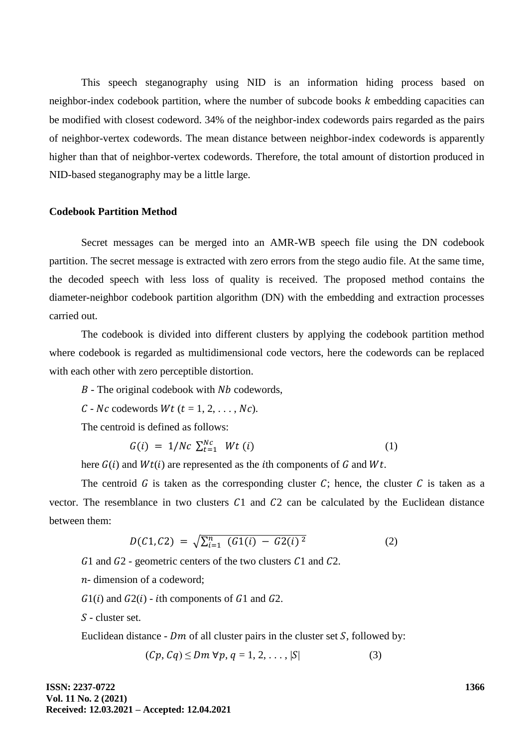This speech steganography using NID is an information hiding process based on neighbor-index codebook partition, where the number of subcode books $k$ embedding capacities can be modified with closest codeword. 34% of the neighbor-index codewords pairs regarded as the pairs of neighbor-vertex codewords. The mean distance between neighbor-index codewords is apparently higher than that of neighbor-vertex codewords. Therefore, the total amount of distortion produced in NID-based steganography may be a little large.

**Codebook Partition Method**

Secret messages can be merged into an AMR-WB speech file using the DN codebook partition. The secret message is extracted with zero errors from the stego audio file. At the same time, the decoded speech with less loss of quality is received. The proposed method contains the diameter-neighbor codebook partition algorithm (DN) with the embedding and extraction processes carried out.

The codebook is divided into different clusters by applying the codebook partition method where codebook is regarded as multidimensional code vectors, here the codewords can be replaced with each other with zero perceptible distortion.

$B$ - The original codebook with $Nb$ codewords,

$C$ - $Nc$ codewords $Wt$ ($t$ = 1, 2, . . . , $Nc$).

The centroid is defined as follows:

$$G(i) = 1/Nc \sum_{t=1}^{Nc} Wt\,(i) \tag{1}$$

here $G(i)$ and $Wt(i)$ are represented as the $i$th components of $G$ and $Wt$.

The centroid $G$ is taken as the corresponding cluster $C$; hence, the cluster $C$ is taken as a vector. The resemblance in two clusters $C1$ and $C2$ can be calculated by the Euclidean distance between them:

$$D(C1, C2) = \sqrt{\sum_{i=1}^{n} (G1(i) - G2(i)^{2}} \tag{2}$$

$G1$ and $G2$ - geometric centers of the two clusters $C1$ and $C2$.

$n$- dimension of a codeword;

$G1(i)$ and $G2(i)$ - $i$th components of $G1$ and $G2$.

$S$ - cluster set.

Euclidean distance - $Dm$ of all cluster pairs in the cluster set $S$, followed by:

$$(Cp, Cq) \leq Dm\ \forall p, q = 1, 2, \ldots, |S| \tag{3}$$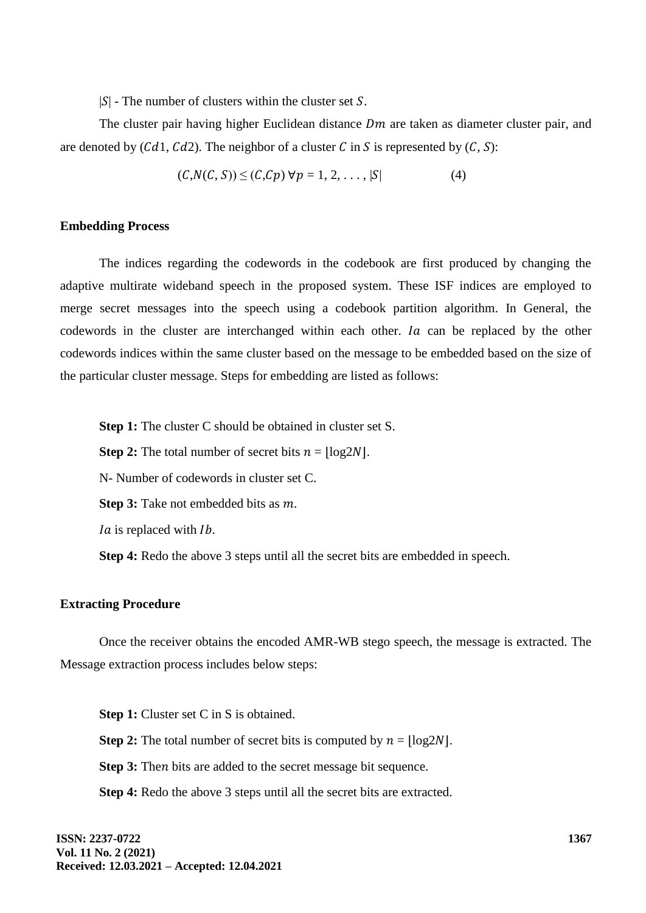$|S|$ - The number of clusters within the cluster set $S$.

The cluster pair having higher Euclidean distance $Dm$ are taken as diameter cluster pair, and are denoted by ($Cd1$, $Cd2$). The neighbor of a cluster $C$ in $S$ is represented by ($C$, $S$):

$$(C, N(C, S)) \leq (C, Cp)\ \forall p = 1, 2, \ldots, |S| \qquad (4)$$

### Embedding Process

The indices regarding the codewords in the codebook are first produced by changing the adaptive multirate wideband speech in the proposed system. These ISF indices are employed to merge secret messages into the speech using a codebook partition algorithm. In General, the codewords in the cluster are interchanged within each other. $Ia$ can be replaced by the other codewords indices within the same cluster based on the message to be embedded based on the size of the particular cluster message. Steps for embedding are listed as follows:

**Step 1:** The cluster C should be obtained in cluster set S.

**Step 2:** The total number of secret bits $n = \lfloor \log 2N \rfloor$.

N- Number of codewords in cluster set C.

**Step 3:** Take not embedded bits as $m$.

$Ia$ is replaced with $Ib$.

**Step 4:** Redo the above 3 steps until all the secret bits are embedded in speech.

### Extracting Procedure

Once the receiver obtains the encoded AMR-WB stego speech, the message is extracted. The Message extraction process includes below steps:

**Step 1:** Cluster set C in S is obtained.

**Step 2:** The total number of secret bits is computed by $n = \lfloor \log 2N \rfloor$.

**Step 3:** Then $n$ bits are added to the secret message bit sequence.

**Step 4:** Redo the above 3 steps until all the secret bits are extracted.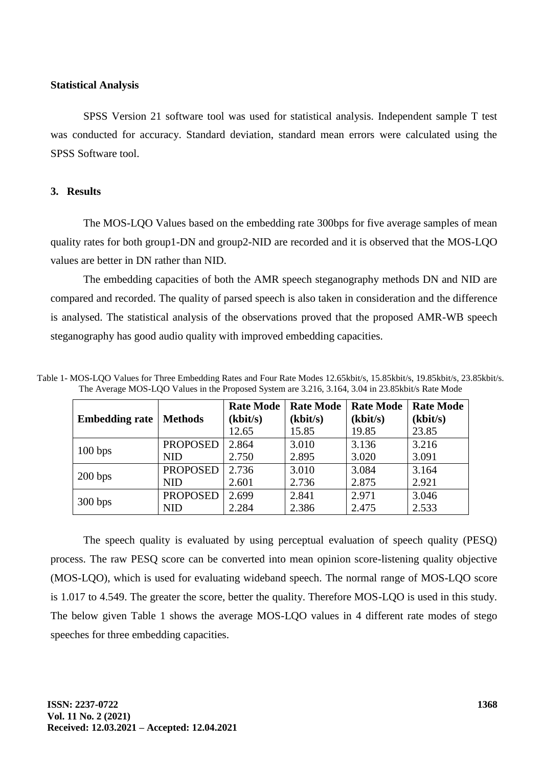**Statistical Analysis**

SPSS Version 21 software tool was used for statistical analysis. Independent sample T test was conducted for accuracy. Standard deviation, standard mean errors were calculated using the SPSS Software tool.

## 3. Results

The MOS-LQO Values based on the embedding rate 300bps for five average samples of mean quality rates for both group1-DN and group2-NID are recorded and it is observed that the MOS-LQO values are better in DN rather than NID.

The embedding capacities of both the AMR speech steganography methods DN and NID are compared and recorded. The quality of parsed speech is also taken in consideration and the difference is analysed. The statistical analysis of the observations proved that the proposed AMR-WB speech steganography has good audio quality with improved embedding capacities.

Table 1- MOS-LQO Values for Three Embedding Rates and Four Rate Modes 12.65kbit/s, 15.85kbit/s, 19.85kbit/s, 23.85kbit/s. The Average MOS-LQO Values in the Proposed System are 3.216, 3.164, 3.04 in 23.85kbit/s Rate Mode

| Embedding rate | Methods | Rate Mode (kbit/s) 12.65 | Rate Mode (kbit/s) 15.85 | Rate Mode (kbit/s) 19.85 | Rate Mode (kbit/s) 23.85 |
|---|---|---|---|---|---|
| 100 bps | PROPOSED | 2.864 | 3.010 | 3.136 | 3.216 |
| | NID | 2.750 | 2.895 | 3.020 | 3.091 |
| 200 bps | PROPOSED | 2.736 | 3.010 | 3.084 | 3.164 |
| | NID | 2.601 | 2.736 | 2.875 | 2.921 |
| 300 bps | PROPOSED | 2.699 | 2.841 | 2.971 | 3.046 |
| | NID | 2.284 | 2.386 | 2.475 | 2.533 |

The speech quality is evaluated by using perceptual evaluation of speech quality (PESQ) process. The raw PESQ score can be converted into mean opinion score-listening quality objective (MOS-LQO), which is used for evaluating wideband speech. The normal range of MOS-LQO score is 1.017 to 4.549. The greater the score, better the quality. Therefore MOS-LQO is used in this study. The below given Table 1 shows the average MOS-LQO values in 4 different rate modes of stego speeches for three embedding capacities.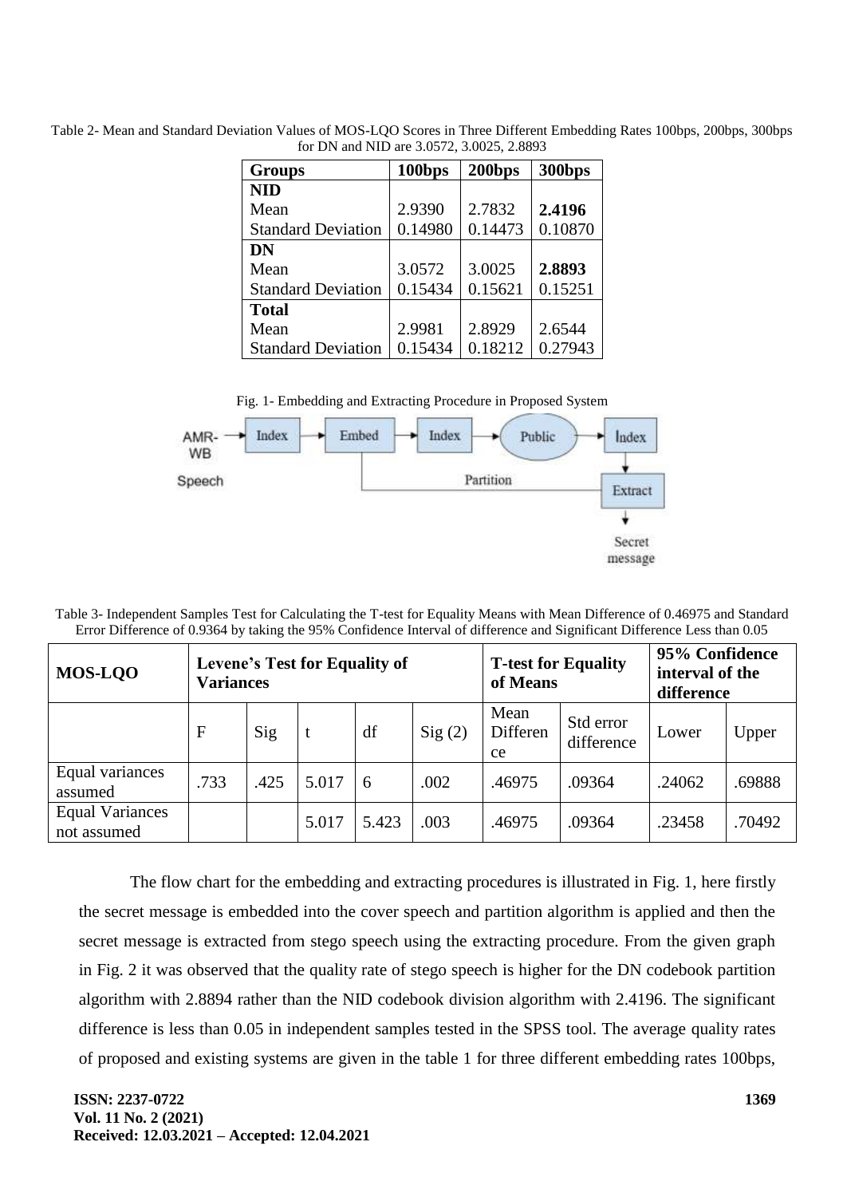Table 2- Mean and Standard Deviation Values of MOS-LQO Scores in Three Different Embedding Rates 100bps, 200bps, 300bps for DN and NID are 3.0572, 3.0025, 2.8893

| Groups | 100bps | 200bps | 300bps |
|---|---|---|---|
| **NID** | | | |
| Mean | 2.9390 | 2.7832 | **2.4196** |
| Standard Deviation | 0.14980 | 0.14473 | 0.10870 |
| **DN** | | | |
| Mean | 3.0572 | 3.0025 | **2.8893** |
| Standard Deviation | 0.15434 | 0.15621 | 0.15251 |
| **Total** | | | |
| Mean | 2.9981 | 2.8929 | 2.6544 |
| Standard Deviation | 0.15434 | 0.18212 | 0.27943 |

Fig. 1- Embedding and Extracting Procedure in Proposed System

Table 3- Independent Samples Test for Calculating the T-test for Equality Means with Mean Difference of 0.46975 and Standard Error Difference of 0.9364 by taking the 95% Confidence Interval of difference and Significant Difference Less than 0.05

| MOS-LQO | Levene's Test for Equality of Variances | | | | | T-test for Equality of Means | | 95% Confidence interval of the difference | |
|---|---|---|---|---|---|---|---|---|---|
| | F | Sig | t | df | Sig (2) | Mean Difference | Std error difference | Lower | Upper |
| Equal variances assumed | .733 | .425 | 5.017 | 6 | .002 | .46975 | .09364 | .24062 | .69888 |
| Equal Variances not assumed | | | 5.017 | 5.423 | .003 | .46975 | .09364 | .23458 | .70492 |

The flow chart for the embedding and extracting procedures is illustrated in Fig. 1, here firstly the secret message is embedded into the cover speech and partition algorithm is applied and then the secret message is extracted from stego speech using the extracting procedure. From the given graph in Fig. 2 it was observed that the quality rate of stego speech is higher for the DN codebook partition algorithm with 2.8894 rather than the NID codebook division algorithm with 2.4196. The significant difference is less than 0.05 in independent samples tested in the SPSS tool. The average quality rates of proposed and existing systems are given in the table 1 for three different embedding rates 100bps,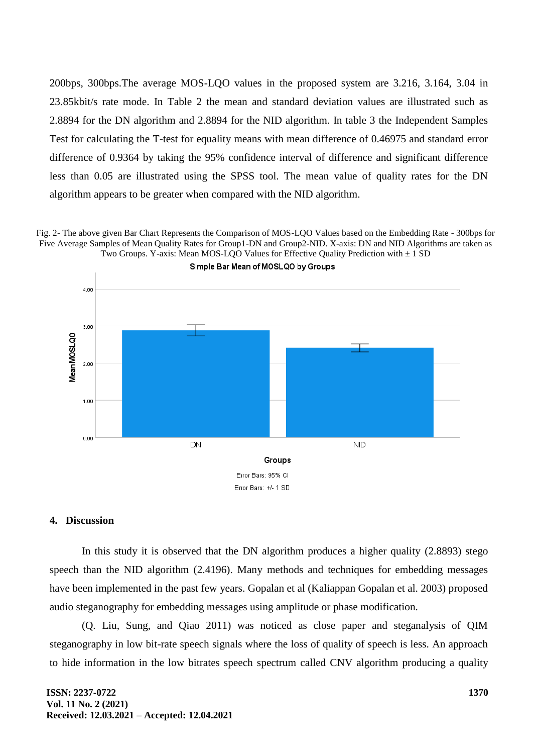200bps, 300bps.The average MOS-LQO values in the proposed system are 3.216, 3.164, 3.04 in 23.85kbit/s rate mode. In Table 2 the mean and standard deviation values are illustrated such as 2.8894 for the DN algorithm and 2.8894 for the NID algorithm. In table 3 the Independent Samples Test for calculating the T-test for equality means with mean difference of 0.46975 and standard error difference of 0.9364 by taking the 95% confidence interval of difference and significant difference less than 0.05 are illustrated using the SPSS tool. The mean value of quality rates for the DN algorithm appears to be greater when compared with the NID algorithm.

Fig. 2- The above given Bar Chart Represents the Comparison of MOS-LQO Values based on the Embedding Rate - 300bps for Five Average Samples of Mean Quality Rates for Group1-DN and Group2-NID. X-axis: DN and NID Algorithms are taken as Two Groups. Y-axis: Mean MOS-LQO Values for Effective Quality Prediction with ± 1 SD

Simple Bar Mean of MOSLQO by Groups

Error Bars: 95% CI

Error Bars: +/- 1 SD

## 4. Discussion

In this study it is observed that the DN algorithm produces a higher quality (2.8893) stego speech than the NID algorithm (2.4196). Many methods and techniques for embedding messages have been implemented in the past few years. Gopalan et al (Kaliappan Gopalan et al. 2003) proposed audio steganography for embedding messages using amplitude or phase modification.

(Q. Liu, Sung, and Qiao 2011) was noticed as close paper and steganalysis of QIM steganography in low bit-rate speech signals where the loss of quality of speech is less. An approach to hide information in the low bitrates speech spectrum called CNV algorithm producing a quality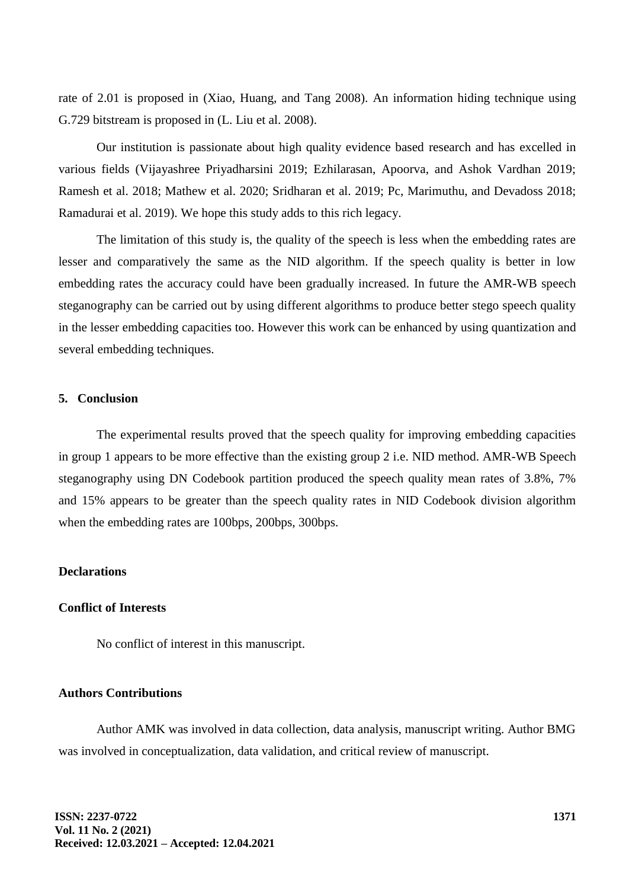rate of 2.01 is proposed in (Xiao, Huang, and Tang 2008). An information hiding technique using G.729 bitstream is proposed in (L. Liu et al. 2008).

Our institution is passionate about high quality evidence based research and has excelled in various fields (Vijayashree Priyadharsini 2019; Ezhilarasan, Apoorva, and Ashok Vardhan 2019; Ramesh et al. 2018; Mathew et al. 2020; Sridharan et al. 2019; Pc, Marimuthu, and Devadoss 2018; Ramadurai et al. 2019). We hope this study adds to this rich legacy.

The limitation of this study is, the quality of the speech is less when the embedding rates are lesser and comparatively the same as the NID algorithm. If the speech quality is better in low embedding rates the accuracy could have been gradually increased. In future the AMR-WB speech steganography can be carried out by using different algorithms to produce better stego speech quality in the lesser embedding capacities too. However this work can be enhanced by using quantization and several embedding techniques.

## 5. Conclusion

The experimental results proved that the speech quality for improving embedding capacities in group 1 appears to be more effective than the existing group 2 i.e. NID method. AMR-WB Speech steganography using DN Codebook partition produced the speech quality mean rates of 3.8%, 7% and 15% appears to be greater than the speech quality rates in NID Codebook division algorithm when the embedding rates are 100bps, 200bps, 300bps.

## Declarations

### Conflict of Interests

No conflict of interest in this manuscript.

### Authors Contributions

Author AMK was involved in data collection, data analysis, manuscript writing. Author BMG was involved in conceptualization, data validation, and critical review of manuscript.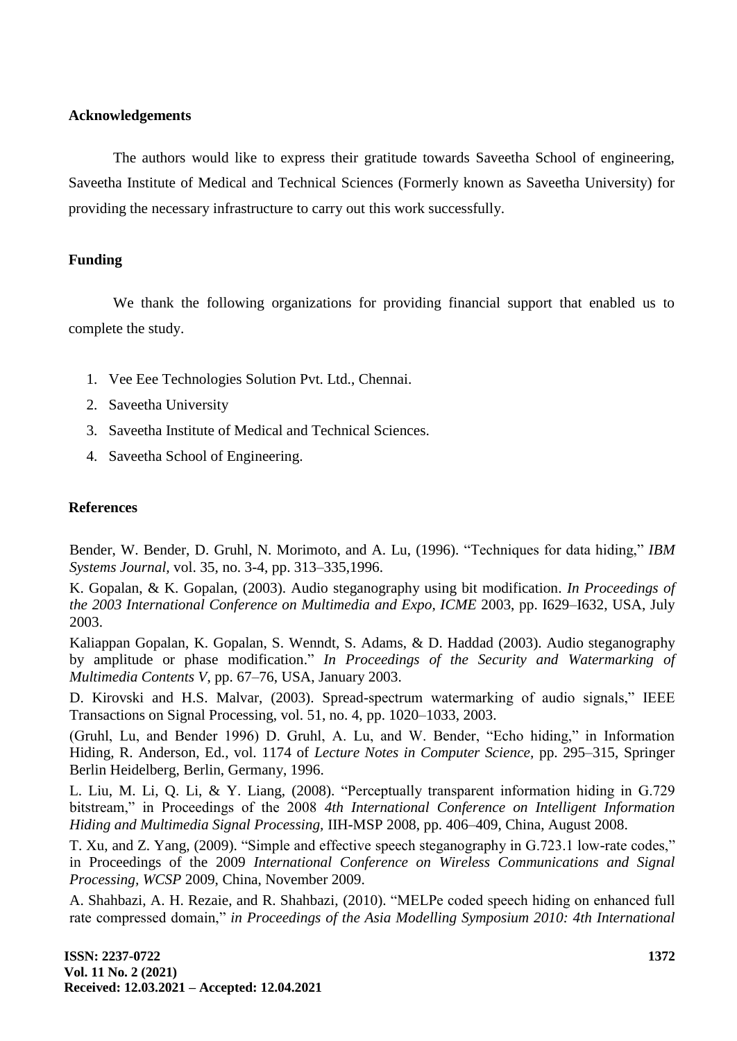## Acknowledgements

The authors would like to express their gratitude towards Saveetha School of engineering, Saveetha Institute of Medical and Technical Sciences (Formerly known as Saveetha University) for providing the necessary infrastructure to carry out this work successfully.

## Funding

We thank the following organizations for providing financial support that enabled us to complete the study.

1. Vee Eee Technologies Solution Pvt. Ltd., Chennai.
2. Saveetha University
3. Saveetha Institute of Medical and Technical Sciences.
4. Saveetha School of Engineering.

## References

Bender, W. Bender, D. Gruhl, N. Morimoto, and A. Lu, (1996). "Techniques for data hiding," *IBM Systems Journal*, vol. 35, no. 3-4, pp. 313–335,1996.

K. Gopalan, & K. Gopalan, (2003). Audio steganography using bit modification. *In Proceedings of the 2003 International Conference on Multimedia and Expo, ICME* 2003, pp. I629–I632, USA, July 2003.

Kaliappan Gopalan, K. Gopalan, S. Wenndt, S. Adams, & D. Haddad (2003). Audio steganography by amplitude or phase modification." *In Proceedings of the Security and Watermarking of Multimedia Contents V*, pp. 67–76, USA, January 2003.

D. Kirovski and H.S. Malvar, (2003). Spread-spectrum watermarking of audio signals," IEEE Transactions on Signal Processing, vol. 51, no. 4, pp. 1020–1033, 2003.

(Gruhl, Lu, and Bender 1996) D. Gruhl, A. Lu, and W. Bender, "Echo hiding," in Information Hiding, R. Anderson, Ed., vol. 1174 of *Lecture Notes in Computer Science*, pp. 295–315, Springer Berlin Heidelberg, Berlin, Germany, 1996.

L. Liu, M. Li, Q. Li, & Y. Liang, (2008). "Perceptually transparent information hiding in G.729 bitstream," in Proceedings of the 2008 *4th International Conference on Intelligent Information Hiding and Multimedia Signal Processing,* IIH-MSP 2008, pp. 406–409, China, August 2008.

T. Xu, and Z. Yang, (2009). "Simple and effective speech steganography in G.723.1 low-rate codes," in Proceedings of the 2009 *International Conference on Wireless Communications and Signal Processing, WCSP* 2009, China, November 2009.

A. Shahbazi, A. H. Rezaie, and R. Shahbazi, (2010). "MELPe coded speech hiding on enhanced full rate compressed domain," *in Proceedings of the Asia Modelling Symposium 2010: 4th International*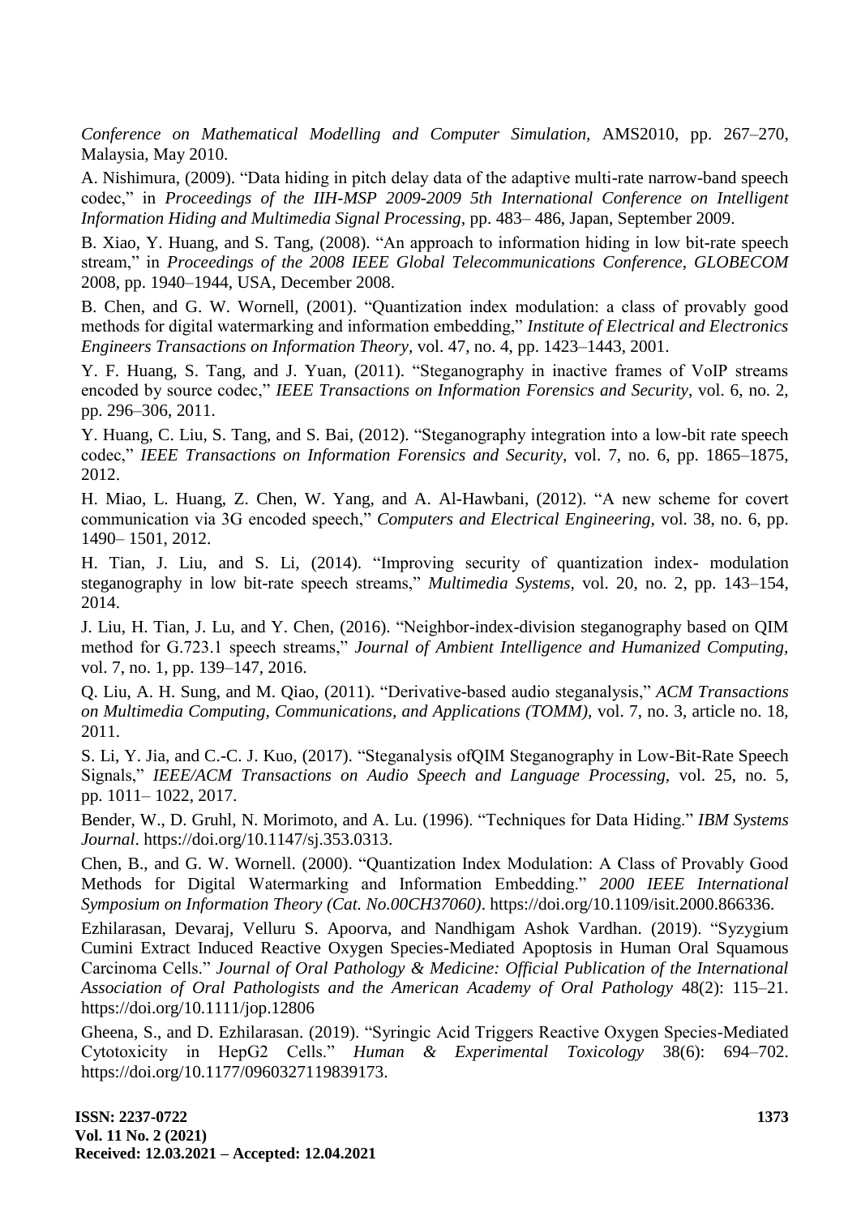*Conference on Mathematical Modelling and Computer Simulation,* AMS2010, pp. 267–270, Malaysia, May 2010.

A. Nishimura, (2009). "Data hiding in pitch delay data of the adaptive multi-rate narrow-band speech codec," in *Proceedings of the IIH-MSP 2009-2009 5th International Conference on Intelligent Information Hiding and Multimedia Signal Processing,* pp. 483– 486, Japan, September 2009.

B. Xiao, Y. Huang, and S. Tang, (2008). "An approach to information hiding in low bit-rate speech stream," in *Proceedings of the 2008 IEEE Global Telecommunications Conference, GLOBECOM* 2008, pp. 1940–1944, USA, December 2008.

B. Chen, and G. W. Wornell, (2001). "Quantization index modulation: a class of provably good methods for digital watermarking and information embedding," *Institute of Electrical and Electronics Engineers Transactions on Information Theory,* vol. 47, no. 4, pp. 1423–1443, 2001.

Y. F. Huang, S. Tang, and J. Yuan, (2011). "Steganography in inactive frames of VoIP streams encoded by source codec," *IEEE Transactions on Information Forensics and Security,* vol. 6, no. 2, pp. 296–306, 2011.

Y. Huang, C. Liu, S. Tang, and S. Bai, (2012). "Steganography integration into a low-bit rate speech codec," *IEEE Transactions on Information Forensics and Security,* vol. 7, no. 6, pp. 1865–1875, 2012.

H. Miao, L. Huang, Z. Chen, W. Yang, and A. Al-Hawbani, (2012). "A new scheme for covert communication via 3G encoded speech," *Computers and Electrical Engineering,* vol. 38, no. 6, pp. 1490– 1501, 2012.

H. Tian, J. Liu, and S. Li, (2014). "Improving security of quantization index- modulation steganography in low bit-rate speech streams," *Multimedia Systems,* vol. 20, no. 2, pp. 143–154, 2014.

J. Liu, H. Tian, J. Lu, and Y. Chen, (2016). "Neighbor-index-division steganography based on QIM method for G.723.1 speech streams," *Journal of Ambient Intelligence and Humanized Computing,* vol. 7, no. 1, pp. 139–147, 2016.

Q. Liu, A. H. Sung, and M. Qiao, (2011). "Derivative-based audio steganalysis," *ACM Transactions on Multimedia Computing, Communications, and Applications (TOMM),* vol. 7, no. 3, article no. 18, 2011.

S. Li, Y. Jia, and C.-C. J. Kuo, (2017). "Steganalysis ofQIM Steganography in Low-Bit-Rate Speech Signals," *IEEE/ACM Transactions on Audio Speech and Language Processing,* vol. 25, no. 5, pp. 1011– 1022, 2017.

Bender, W., D. Gruhl, N. Morimoto, and A. Lu. (1996). "Techniques for Data Hiding." *IBM Systems Journal*. https://doi.org/10.1147/sj.353.0313.

Chen, B., and G. W. Wornell. (2000). "Quantization Index Modulation: A Class of Provably Good Methods for Digital Watermarking and Information Embedding." *2000 IEEE International Symposium on Information Theory (Cat. No.00CH37060)*. https://doi.org/10.1109/isit.2000.866336.

Ezhilarasan, Devaraj, Velluru S. Apoorva, and Nandhigam Ashok Vardhan. (2019). "Syzygium Cumini Extract Induced Reactive Oxygen Species-Mediated Apoptosis in Human Oral Squamous Carcinoma Cells." *Journal of Oral Pathology & Medicine: Official Publication of the International Association of Oral Pathologists and the American Academy of Oral Pathology* 48(2): 115–21. https://doi.org/10.1111/jop.12806

Gheena, S., and D. Ezhilarasan. (2019). "Syringic Acid Triggers Reactive Oxygen Species-Mediated Cytotoxicity in HepG2 Cells." *Human & Experimental Toxicology* 38(6): 694–702. https://doi.org/10.1177/0960327119839173.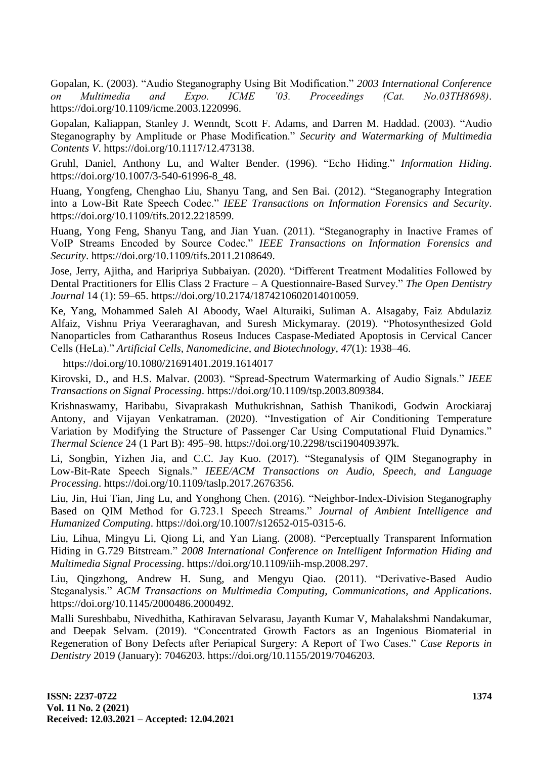Gopalan, K. (2003). “Audio Steganography Using Bit Modification.” *2003 International Conference on Multimedia and Expo. ICME ’03. Proceedings (Cat. No.03TH8698)*. https://doi.org/10.1109/icme.2003.1220996.

Gopalan, Kaliappan, Stanley J. Wenndt, Scott F. Adams, and Darren M. Haddad. (2003). “Audio Steganography by Amplitude or Phase Modification.” *Security and Watermarking of Multimedia Contents V*. https://doi.org/10.1117/12.473138.

Gruhl, Daniel, Anthony Lu, and Walter Bender. (1996). “Echo Hiding.” *Information Hiding*. https://doi.org/10.1007/3-540-61996-8_48.

Huang, Yongfeng, Chenghao Liu, Shanyu Tang, and Sen Bai. (2012). “Steganography Integration into a Low-Bit Rate Speech Codec.” *IEEE Transactions on Information Forensics and Security*. https://doi.org/10.1109/tifs.2012.2218599.

Huang, Yong Feng, Shanyu Tang, and Jian Yuan. (2011). “Steganography in Inactive Frames of VoIP Streams Encoded by Source Codec.” *IEEE Transactions on Information Forensics and Security*. https://doi.org/10.1109/tifs.2011.2108649.

Jose, Jerry, Ajitha, and Haripriya Subbaiyan. (2020). “Different Treatment Modalities Followed by Dental Practitioners for Ellis Class 2 Fracture – A Questionnaire-Based Survey.” *The Open Dentistry Journal* 14 (1): 59–65. https://doi.org/10.2174/1874210602014010059.

Ke, Yang, Mohammed Saleh Al Aboody, Wael Alturaiki, Suliman A. Alsagaby, Faiz Abdulaziz Alfaiz, Vishnu Priya Veeraraghavan, and Suresh Mickymaray. (2019). “Photosynthesized Gold Nanoparticles from Catharanthus Roseus Induces Caspase-Mediated Apoptosis in Cervical Cancer Cells (HeLa).” *Artificial Cells, Nanomedicine, and Biotechnology*, *47*(1): 1938–46.

https://doi.org/10.1080/21691401.2019.1614017

Kirovski, D., and H.S. Malvar. (2003). “Spread-Spectrum Watermarking of Audio Signals.” *IEEE Transactions on Signal Processing*. https://doi.org/10.1109/tsp.2003.809384.

Krishnaswamy, Haribabu, Sivaprakash Muthukrishnan, Sathish Thanikodi, Godwin Arockiaraj Antony, and Vijayan Venkatraman. (2020). “Investigation of Air Conditioning Temperature Variation by Modifying the Structure of Passenger Car Using Computational Fluid Dynamics.” *Thermal Science* 24 (1 Part B): 495–98. https://doi.org/10.2298/tsci190409397k.

Li, Songbin, Yizhen Jia, and C.C. Jay Kuo. (2017). “Steganalysis of QIM Steganography in Low-Bit-Rate Speech Signals.” *IEEE/ACM Transactions on Audio, Speech, and Language Processing*. https://doi.org/10.1109/taslp.2017.2676356.

Liu, Jin, Hui Tian, Jing Lu, and Yonghong Chen. (2016). “Neighbor-Index-Division Steganography Based on QIM Method for G.723.1 Speech Streams.” *Journal of Ambient Intelligence and Humanized Computing*. https://doi.org/10.1007/s12652-015-0315-6.

Liu, Lihua, Mingyu Li, Qiong Li, and Yan Liang. (2008). “Perceptually Transparent Information Hiding in G.729 Bitstream.” *2008 International Conference on Intelligent Information Hiding and Multimedia Signal Processing*. https://doi.org/10.1109/iih-msp.2008.297.

Liu, Qingzhong, Andrew H. Sung, and Mengyu Qiao. (2011). “Derivative-Based Audio Steganalysis.” *ACM Transactions on Multimedia Computing, Communications, and Applications*. https://doi.org/10.1145/2000486.2000492.

Malli Sureshbabu, Nivedhitha, Kathiravan Selvarasu, Jayanth Kumar V, Mahalakshmi Nandakumar, and Deepak Selvam. (2019). “Concentrated Growth Factors as an Ingenious Biomaterial in Regeneration of Bony Defects after Periapical Surgery: A Report of Two Cases.” *Case Reports in Dentistry* 2019 (January): 7046203. https://doi.org/10.1155/2019/7046203.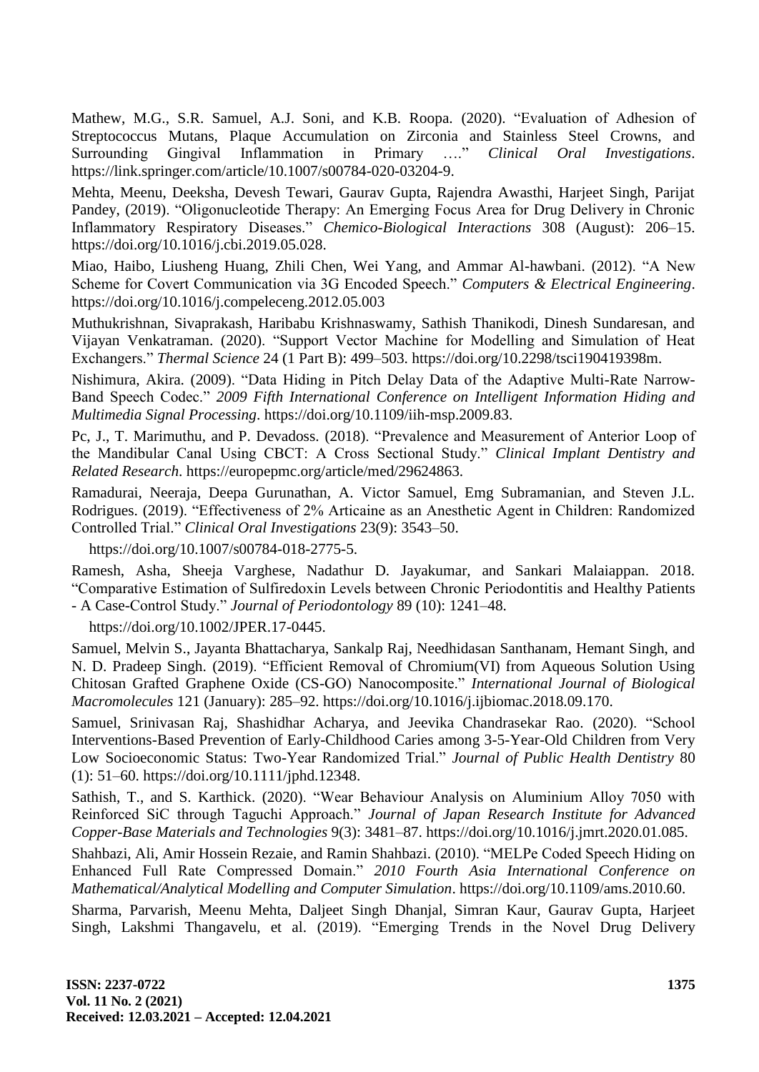Mathew, M.G., S.R. Samuel, A.J. Soni, and K.B. Roopa. (2020). "Evaluation of Adhesion of Streptococcus Mutans, Plaque Accumulation on Zirconia and Stainless Steel Crowns, and Surrounding Gingival Inflammation in Primary …." *Clinical Oral Investigations*. https://link.springer.com/article/10.1007/s00784-020-03204-9.

Mehta, Meenu, Deeksha, Devesh Tewari, Gaurav Gupta, Rajendra Awasthi, Harjeet Singh, Parijat Pandey, (2019). "Oligonucleotide Therapy: An Emerging Focus Area for Drug Delivery in Chronic Inflammatory Respiratory Diseases." *Chemico-Biological Interactions* 308 (August): 206–15. https://doi.org/10.1016/j.cbi.2019.05.028.

Miao, Haibo, Liusheng Huang, Zhili Chen, Wei Yang, and Ammar Al-hawbani. (2012). "A New Scheme for Covert Communication via 3G Encoded Speech." *Computers & Electrical Engineering*. https://doi.org/10.1016/j.compeleceng.2012.05.003

Muthukrishnan, Sivaprakash, Haribabu Krishnaswamy, Sathish Thanikodi, Dinesh Sundaresan, and Vijayan Venkatraman. (2020). "Support Vector Machine for Modelling and Simulation of Heat Exchangers." *Thermal Science* 24 (1 Part B): 499–503. https://doi.org/10.2298/tsci190419398m.

Nishimura, Akira. (2009). "Data Hiding in Pitch Delay Data of the Adaptive Multi-Rate Narrow-Band Speech Codec." *2009 Fifth International Conference on Intelligent Information Hiding and Multimedia Signal Processing*. https://doi.org/10.1109/iih-msp.2009.83.

Pc, J., T. Marimuthu, and P. Devadoss. (2018). "Prevalence and Measurement of Anterior Loop of the Mandibular Canal Using CBCT: A Cross Sectional Study." *Clinical Implant Dentistry and Related Research*. https://europepmc.org/article/med/29624863.

Ramadurai, Neeraja, Deepa Gurunathan, A. Victor Samuel, Emg Subramanian, and Steven J.L. Rodrigues. (2019). "Effectiveness of 2% Articaine as an Anesthetic Agent in Children: Randomized Controlled Trial." *Clinical Oral Investigations* 23(9): 3543–50.

https://doi.org/10.1007/s00784-018-2775-5.

Ramesh, Asha, Sheeja Varghese, Nadathur D. Jayakumar, and Sankari Malaiappan. 2018. "Comparative Estimation of Sulfiredoxin Levels between Chronic Periodontitis and Healthy Patients - A Case-Control Study." *Journal of Periodontology* 89 (10): 1241–48.

https://doi.org/10.1002/JPER.17-0445.

Samuel, Melvin S., Jayanta Bhattacharya, Sankalp Raj, Needhidasan Santhanam, Hemant Singh, and N. D. Pradeep Singh. (2019). "Efficient Removal of Chromium(VI) from Aqueous Solution Using Chitosan Grafted Graphene Oxide (CS-GO) Nanocomposite." *International Journal of Biological Macromolecules* 121 (January): 285–92. https://doi.org/10.1016/j.ijbiomac.2018.09.170.

Samuel, Srinivasan Raj, Shashidhar Acharya, and Jeevika Chandrasekar Rao. (2020). "School Interventions-Based Prevention of Early-Childhood Caries among 3-5-Year-Old Children from Very Low Socioeconomic Status: Two-Year Randomized Trial." *Journal of Public Health Dentistry* 80 (1): 51–60. https://doi.org/10.1111/jphd.12348.

Sathish, T., and S. Karthick. (2020). "Wear Behaviour Analysis on Aluminium Alloy 7050 with Reinforced SiC through Taguchi Approach." *Journal of Japan Research Institute for Advanced Copper-Base Materials and Technologies* 9(3): 3481–87. https://doi.org/10.1016/j.jmrt.2020.01.085.

Shahbazi, Ali, Amir Hossein Rezaie, and Ramin Shahbazi. (2010). "MELPe Coded Speech Hiding on Enhanced Full Rate Compressed Domain." *2010 Fourth Asia International Conference on Mathematical/Analytical Modelling and Computer Simulation*. https://doi.org/10.1109/ams.2010.60.

Sharma, Parvarish, Meenu Mehta, Daljeet Singh Dhanjal, Simran Kaur, Gaurav Gupta, Harjeet Singh, Lakshmi Thangavelu, et al. (2019). "Emerging Trends in the Novel Drug Delivery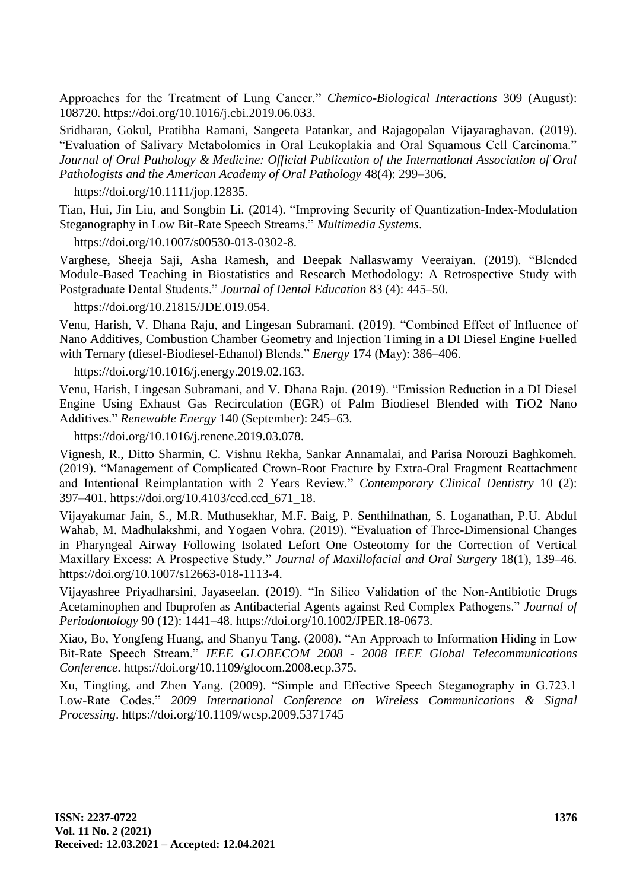Approaches for the Treatment of Lung Cancer." *Chemico-Biological Interactions* 309 (August): 108720. https://doi.org/10.1016/j.cbi.2019.06.033.

Sridharan, Gokul, Pratibha Ramani, Sangeeta Patankar, and Rajagopalan Vijayaraghavan. (2019). "Evaluation of Salivary Metabolomics in Oral Leukoplakia and Oral Squamous Cell Carcinoma." *Journal of Oral Pathology & Medicine: Official Publication of the International Association of Oral Pathologists and the American Academy of Oral Pathology* 48(4): 299–306. https://doi.org/10.1111/jop.12835.

Tian, Hui, Jin Liu, and Songbin Li. (2014). "Improving Security of Quantization-Index-Modulation Steganography in Low Bit-Rate Speech Streams." *Multimedia Systems*. https://doi.org/10.1007/s00530-013-0302-8.

Varghese, Sheeja Saji, Asha Ramesh, and Deepak Nallaswamy Veeraiyan. (2019). "Blended Module-Based Teaching in Biostatistics and Research Methodology: A Retrospective Study with Postgraduate Dental Students." *Journal of Dental Education* 83 (4): 445–50. https://doi.org/10.21815/JDE.019.054.

Venu, Harish, V. Dhana Raju, and Lingesan Subramani. (2019). "Combined Effect of Influence of Nano Additives, Combustion Chamber Geometry and Injection Timing in a DI Diesel Engine Fuelled with Ternary (diesel-Biodiesel-Ethanol) Blends." *Energy* 174 (May): 386–406. https://doi.org/10.1016/j.energy.2019.02.163.

Venu, Harish, Lingesan Subramani, and V. Dhana Raju. (2019). "Emission Reduction in a DI Diesel Engine Using Exhaust Gas Recirculation (EGR) of Palm Biodiesel Blended with TiO2 Nano Additives." *Renewable Energy* 140 (September): 245–63. https://doi.org/10.1016/j.renene.2019.03.078.

Vignesh, R., Ditto Sharmin, C. Vishnu Rekha, Sankar Annamalai, and Parisa Norouzi Baghkomeh. (2019). "Management of Complicated Crown-Root Fracture by Extra-Oral Fragment Reattachment and Intentional Reimplantation with 2 Years Review." *Contemporary Clinical Dentistry* 10 (2): 397–401. https://doi.org/10.4103/ccd.ccd_671_18.

Vijayakumar Jain, S., M.R. Muthusekhar, M.F. Baig, P. Senthilnathan, S. Loganathan, P.U. Abdul Wahab, M. Madhulakshmi, and Yogaen Vohra. (2019). "Evaluation of Three-Dimensional Changes in Pharyngeal Airway Following Isolated Lefort One Osteotomy for the Correction of Vertical Maxillary Excess: A Prospective Study." *Journal of Maxillofacial and Oral Surgery* 18(1), 139–46. https://doi.org/10.1007/s12663-018-1113-4.

Vijayashree Priyadharsini, Jayaseelan. (2019). "In Silico Validation of the Non-Antibiotic Drugs Acetaminophen and Ibuprofen as Antibacterial Agents against Red Complex Pathogens." *Journal of Periodontology* 90 (12): 1441–48. https://doi.org/10.1002/JPER.18-0673.

Xiao, Bo, Yongfeng Huang, and Shanyu Tang. (2008). "An Approach to Information Hiding in Low Bit-Rate Speech Stream." *IEEE GLOBECOM 2008 - 2008 IEEE Global Telecommunications Conference*. https://doi.org/10.1109/glocom.2008.ecp.375.

Xu, Tingting, and Zhen Yang. (2009). "Simple and Effective Speech Steganography in G.723.1 Low-Rate Codes." *2009 International Conference on Wireless Communications & Signal Processing*. https://doi.org/10.1109/wcsp.2009.5371745